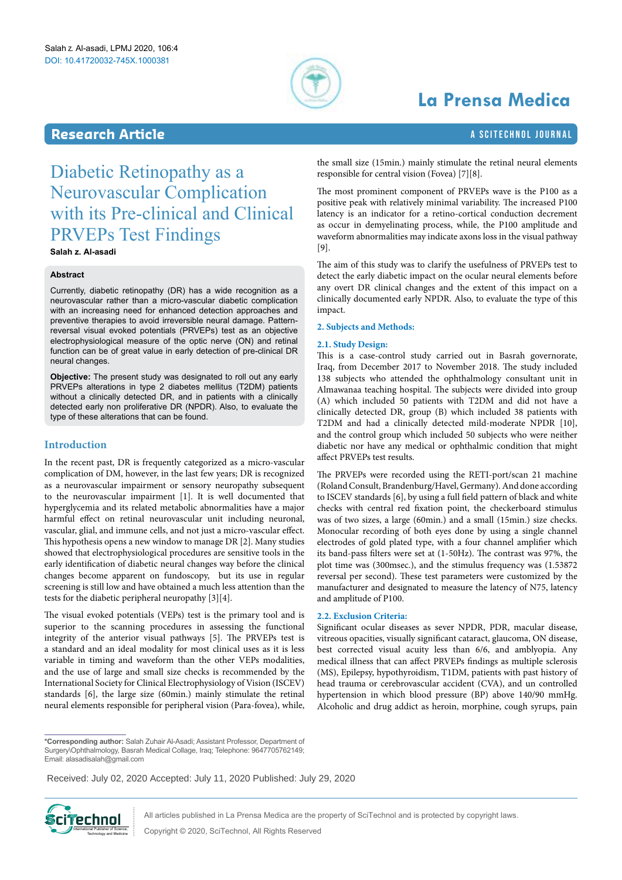# Diabetic Retinopathy as a Neurovascular Complication with its Pre-clinical and Clinical PRVEPs Test Findings

**Salah z. Al-asadi**

### Abstract

Currently, diabetic retinopathy (DR) has a wide recognition as a neurovascular rather than a micro-vascular diabetic complication with an increasing need for enhanced detection approaches and preventive therapies to avoid irreversible neural damage. Pattern-reversal visual evoked potentials (PRVEPs) test as an objective electrophysiological measure of the optic nerve (ON) and retinal function can be of great value in early detection of pre-clinical DR neural changes.

**Objective:** The present study was designated to roll out any early PRVEPs alterations in type 2 diabetes mellitus (T2DM) patients without a clinically detected DR, and in patients with a clinically detected early non proliferative DR (NPDR). Also, to evaluate the type of these alterations that can be found.

## Introduction

In the recent past, DR is frequently categorized as a micro-vascular complication of DM, however, in the last few years; DR is recognized as a neurovascular impairment or sensory neuropathy subsequent to the neurovascular impairment [1]. It is well documented that hyperglycemia and its related metabolic abnormalities have a major harmful effect on retinal neurovascular unit including neuronal, vascular, glial, and immune cells, and not just a micro-vascular effect. This hypothesis opens a new window to manage DR [2]. Many studies showed that electrophysiological procedures are sensitive tools in the early identification of diabetic neural changes way before the clinical changes become apparent on fundoscopy, but its use in regular screening is still low and have obtained a much less attention than the tests for the diabetic peripheral neuropathy [3][4].

The visual evoked potentials (VEPs) test is the primary tool and is superior to the scanning procedures in assessing the functional integrity of the anterior visual pathways [5]. The PRVEPs test is a standard and an ideal modality for most clinical uses as it is less variable in timing and waveform than the other VEPs modalities, and the use of large and small size checks is recommended by the International Society for Clinical Electrophysiology of Vision (ISCEV) standards [6], the large size (60min.) mainly stimulate the retinal neural elements responsible for peripheral vision (Para-fovea), while, the small size (15min.) mainly stimulate the retinal neural elements responsible for central vision (Fovea) [7][8].

The most prominent component of PRVEPs wave is the P100 as a positive peak with relatively minimal variability. The increased P100 latency is an indicator for a retino-cortical conduction decrement as occur in demyelinating process, while, the P100 amplitude and waveform abnormalities may indicate axons loss in the visual pathway [9].

The aim of this study was to clarify the usefulness of PRVEPs test to detect the early diabetic impact on the ocular neural elements before any overt DR clinical changes and the extent of this impact on a clinically documented early NPDR. Also, to evaluate the type of this impact.

## 2. Subjects and Methods:

### 2.1. Study Design:

This is a case-control study carried out in Basrah governorate, Iraq, from December 2017 to November 2018. The study included 138 subjects who attended the ophthalmology consultant unit in Almawanaa teaching hospital. The subjects were divided into group (A) which included 50 patients with T2DM and did not have a clinically detected DR, group (B) which included 38 patients with T2DM and had a clinically detected mild-moderate NPDR [10], and the control group which included 50 subjects who were neither diabetic nor have any medical or ophthalmic condition that might affect PRVEPs test results.

The PRVEPs were recorded using the RETI-port/scan 21 machine (Roland Consult, Brandenburg/Havel, Germany). And done according to ISCEV standards [6], by using a full field pattern of black and white checks with central red fixation point, the checkerboard stimulus was of two sizes, a large (60min.) and a small (15min.) size checks. Monocular recording of both eyes done by using a single channel electrodes of gold plated type, with a four channel amplifier which its band-pass filters were set at (1-50Hz). The contrast was 97%, the plot time was (300msec.), and the stimulus frequency was (1.53872 reversal per second). These test parameters were customized by the manufacturer and designated to measure the latency of N75, latency and amplitude of P100.

### 2.2. Exclusion Criteria:

Significant ocular diseases as sever NPDR, PDR, macular disease, vitreous opacities, visually significant cataract, glaucoma, ON disease, best corrected visual acuity less than 6/6, and amblyopia. Any medical illness that can affect PRVEPs findings as multiple sclerosis (MS), Epilepsy, hypothyroidism, T1DM, patients with past history of head trauma or cerebrovascular accident (CVA), and un controlled hypertension in which blood pressure (BP) above 140/90 mmHg. Alcoholic and drug addict as heroin, morphine, cough syrups, pain

---

***Corresponding author:** Salah Zuhair Al-Asadi; Assistant Professor, Department of Surgery\Ophthalmology, Basrah Medical Collage, Iraq; Telephone: 9647705762149; Email: alasadisalah@gmail.com

Received: July 02, 2020 Accepted: July 11, 2020 Published: July 29, 2020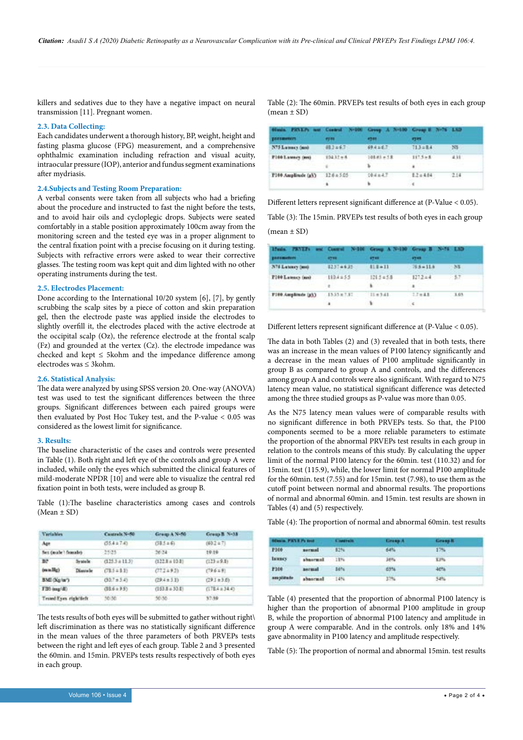killers and sedatives due to they have a negative impact on neural transmission [11]. Pregnant women.

### 2.3. Data Collecting:

Each candidates underwent a thorough history, BP, weight, height and fasting plasma glucose (FPG) measurement, and a comprehensive ophthalmic examination including refraction and visual acuity, intraocular pressure (IOP), anterior and fundus segment examinations after mydriasis.

### 2.4.Subjects and Testing Room Preparation:

A verbal consents were taken from all subjects who had a briefing about the procedure and instructed to fast the night before the tests, and to avoid hair oils and cycloplegic drops. Subjects were seated comfortably in a stable position approximately 100cm away from the monitoring screen and the tested eye was in a proper alignment to the central fixation point with a precise focusing on it during testing. Subjects with refractive errors were asked to wear their corrective glasses. The testing room was kept quit and dim lighted with no other operating instruments during the test.

### 2.5. Electrodes Placement:

Done according to the International 10/20 system [6], [7], by gently scrubbing the scalp sites by a piece of cotton and skin preparation gel, then the electrode paste was applied inside the electrodes to slightly overfill it, the electrodes placed with the active electrode at the occipital scalp (Oz), the reference electrode at the frontal scalp (Fz) and grounded at the vertex (Cz). the electrode impedance was checked and kept ≤ 5kohm and the impedance difference among electrodes was ≤ 3kohm.

### 2.6. Statistical Analysis:

The data were analyzed by using SPSS version 20. One-way (ANOVA) test was used to test the significant differences between the three groups. Significant differences between each paired groups were then evaluated by Post Hoc Tukey test, and the P-value < 0.05 was considered as the lowest limit for significance.

## 3. Results:

The baseline characteristic of the cases and controls were presented in Table (1). Both right and left eye of the controls and group A were included, while only the eyes which submitted the clinical features of mild-moderate NPDR [10] and were able to visualize the central red fixation point in both tests, were included as group B.

Table (1):The baseline characteristics among cases and controls (Mean ± SD)

| Variables | | Controls N=50 | Group A N=50 | Group B N=38 |
|---|---|---|---|---|
| Age | | (55.4 ± 7.4) | (58.5 ± 6) | (60.2 ± 7) |
| Sex (male\ female) | | 25\25 | 26\24 | 19\19 |
| BP (mmHg) | Systole | (125.3 ± 11.3) | (122.8 ± 10.8) | (123 ± 9.8) |
| | Diastole | (78.5 ± 8.8) | (77.2 ± 9.3) | (79.6 ± 8) |
| BMI (Kg/m²) | | (30.7 ± 5.4) | (29.4 ± 3.3) | (29.1 ± 3.6) |
| FBS (mg/dl) | | (88.6 ± 9.5) | (153.8 ± 30.8) | (178.4 ± 34.4) |
| Tested Eyes right\left | | 50\50 | 50\50 | 37\39 |

The tests results of both eyes will be submitted to gather without right\ left discrimination as there was no statistically significant difference in the mean values of the three parameters of both PRVEPs tests between the right and left eyes of each group. Table 2 and 3 presented the 60min. and 15min. PRVEPs tests results respectively of both eyes in each group.

Table (2): The 60min. PRVEPs test results of both eyes in each group (mean ± SD)

| 60min. PRVEPs test parameters | Control N=100 eyes | Group A N=100 eyes | Group B N=76 eyes | LSD |
|---|---|---|---|---|
| N75 Latency (ms) | 68.3 ± 6.7 | 69.4 ± 6.7 | 71.3 ± 8.4 | NS |
| P100 Latency (ms) | 104.12 ± 6<br>c | 108.61 ± 5.8<br>b | 117.5 ± 8<br>a | 4.11 |
| P100 Amplitude (µV) | 12.6 ± 5.05<br>a | 10.4 ± 4.7<br>b | 8.2 ± 4.04<br>c | 2.14 |

Different letters represent significant difference at (P-Value < 0.05).

Table (3): The 15min. PRVEPs test results of both eyes in each group (mean ± SD)

| 15min. PRVEPs test parameters | Control N=100 eyes | Group A N=100 eyes | Group B N=76 eyes | LSD |
|---|---|---|---|---|
| N75 Latency (ms) | 82.37 ± 6.35 | 81.8 ± 11 | 76.8 ± 11.6 | NS |
| P100 Latency (ms) | 110.4 ± 5.5<br>c | 121.5 ± 5.8<br>b | 127.2 ± 4<br>a | 5.7 |
| P100 Amplitude (µV) | 15.35 ± 7.37<br>a | 11 ± 5.61<br>b | 7.7 ± 4.8<br>c | 3.05 |

Different letters represent significant difference at (P-Value < 0.05).

The data in both Tables (2) and (3) revealed that in both tests, there was an increase in the mean values of P100 latency significantly and a decrease in the mean values of P100 amplitude significantly in group B as compared to group A and controls, and the differences among group A and controls were also significant. With regard to N75 latency mean value, no statistical significant difference was detected among the three studied groups as P-value was more than 0.05.

As the N75 latency mean values were of comparable results with no significant difference in both PRVEPs tests. So that, the P100 components seemed to be a more reliable parameters to estimate the proportion of the abnormal PRVEPs test results in each group in relation to the controls means of this study. By calculating the upper limit of the normal P100 latency for the 60min. test (110.32) and for 15min. test (115.9), while, the lower limit for normal P100 amplitude for the 60min. test (7.55) and for 15min. test (7.98), to use them as the cutoff point between normal and abnormal results. The proportions of normal and abnormal 60min. and 15min. test results are shown in Tables (4) and (5) respectively.

Table (4): The proportion of normal and abnormal 60min. test results

| 60min. PRVEPs test | | Controls | Group A | Group B |
|---|---|---|---|---|
| P100 latency | normal | 82% | 64% | 17% |
| | abnormal | 18% | 36% | 83% |
| P100 amplitude | normal | 86% | 63% | 46% |
| | abnormal | 14% | 37% | 54% |

Table (4) presented that the proportion of abnormal P100 latency is higher than the proportion of abnormal P100 amplitude in group B, while the proportion of abnormal P100 latency and amplitude in group A were comparable. And in the controls. only 18% and 14% gave abnormality in P100 latency and amplitude respectively.

Table (5): The proportion of normal and abnormal 15min. test results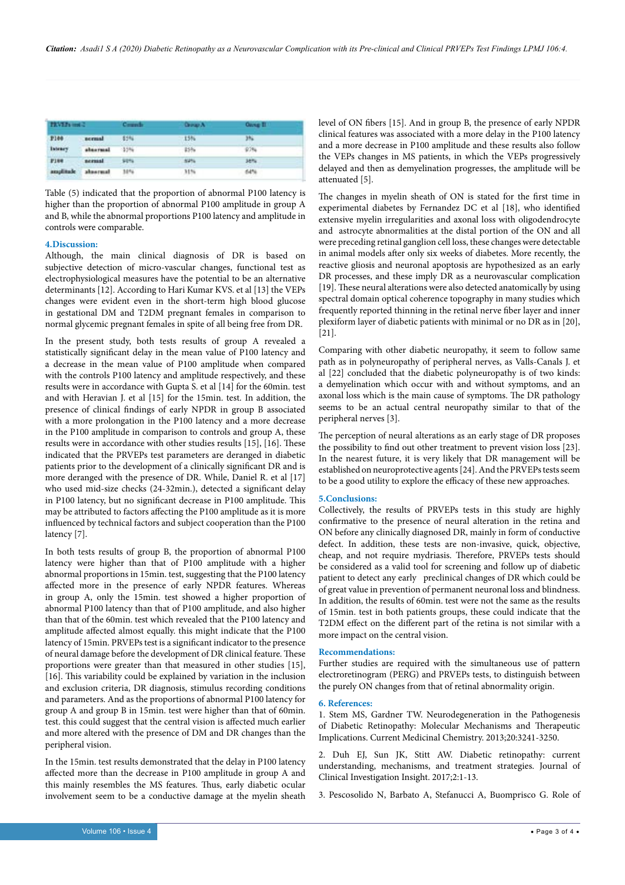| PRVEPs test-2 | | Controls | Group A | Group B |
|---|---|---|---|---|
| P100 | normal | 85% | 15% | 3% |
| latency | abnormal | 15% | 85% | 97% |
| P100 | normal | 90% | 69% | 36% |
| amplitude | abnormal | 10% | 31% | 64% |

Table (5) indicated that the proportion of abnormal P100 latency is higher than the proportion of abnormal P100 amplitude in group A and B, while the abnormal proportions P100 latency and amplitude in controls were comparable.

## 4.Discussion:

Although, the main clinical diagnosis of DR is based on subjective detection of micro-vascular changes, functional test as electrophysiological measures have the potential to be an alternative determinants [12]. According to Hari Kumar KVS. et al [13] the VEPs changes were evident even in the short-term high blood glucose in gestational DM and T2DM pregnant females in comparison to normal glycemic pregnant females in spite of all being free from DR.

In the present study, both tests results of group A revealed a statistically significant delay in the mean value of P100 latency and a decrease in the mean value of P100 amplitude when compared with the controls P100 latency and amplitude respectively, and these results were in accordance with Gupta S. et al [14] for the 60min. test and with Heravian J. et al [15] for the 15min. test. In addition, the presence of clinical findings of early NPDR in group B associated with a more prolongation in the P100 latency and a more decrease in the P100 amplitude in comparison to controls and group A, these results were in accordance with other studies results [15], [16]. These indicated that the PRVEPs test parameters are deranged in diabetic patients prior to the development of a clinically significant DR and is more deranged with the presence of DR. While, Daniel R. et al [17] who used mid-size checks (24-32min.), detected a significant delay in P100 latency, but no significant decrease in P100 amplitude. This may be attributed to factors affecting the P100 amplitude as it is more influenced by technical factors and subject cooperation than the P100 latency [7].

In both tests results of group B, the proportion of abnormal P100 latency were higher than that of P100 amplitude with a higher abnormal proportions in 15min. test, suggesting that the P100 latency affected more in the presence of early NPDR features. Whereas in group A, only the 15min. test showed a higher proportion of abnormal P100 latency than that of P100 amplitude, and also higher than that of the 60min. test which revealed that the P100 latency and amplitude affected almost equally. this might indicate that the P100 latency of 15min. PRVEPs test is a significant indicator to the presence of neural damage before the development of DR clinical feature. These proportions were greater than that measured in other studies [15], [16]. This variability could be explained by variation in the inclusion and exclusion criteria, DR diagnosis, stimulus recording conditions and parameters. And as the proportions of abnormal P100 latency for group A and group B in 15min. test were higher than that of 60min. test. this could suggest that the central vision is affected much earlier and more altered with the presence of DM and DR changes than the peripheral vision.

In the 15min. test results demonstrated that the delay in P100 latency affected more than the decrease in P100 amplitude in group A and this mainly resembles the MS features. Thus, early diabetic ocular involvement seem to be a conductive damage at the myelin sheath level of ON fibers [15]. And in group B, the presence of early NPDR clinical features was associated with a more delay in the P100 latency and a more decrease in P100 amplitude and these results also follow the VEPs changes in MS patients, in which the VEPs progressively delayed and then as demyelination progresses, the amplitude will be attenuated [5].

The changes in myelin sheath of ON is stated for the first time in experimental diabetes by Fernandez DC et al [18], who identified extensive myelin irregularities and axonal loss with oligodendrocyte and astrocyte abnormalities at the distal portion of the ON and all were preceding retinal ganglion cell loss, these changes were detectable in animal models after only six weeks of diabetes. More recently, the reactive gliosis and neuronal apoptosis are hypothesized as an early DR processes, and these imply DR as a neurovascular complication [19]. These neural alterations were also detected anatomically by using spectral domain optical coherence topography in many studies which frequently reported thinning in the retinal nerve fiber layer and inner plexiform layer of diabetic patients with minimal or no DR as in [20], [21].

Comparing with other diabetic neuropathy, it seem to follow same path as in polyneuropathy of peripheral nerves, as Valls-Canals J. et al [22] concluded that the diabetic polyneuropathy is of two kinds: a demyelination which occur with and without symptoms, and an axonal loss which is the main cause of symptoms. The DR pathology seems to be an actual central neuropathy similar to that of the peripheral nerves [3].

The perception of neural alterations as an early stage of DR proposes the possibility to find out other treatment to prevent vision loss [23]. In the nearest future, it is very likely that DR management will be established on neuroprotective agents [24]. And the PRVEPs tests seem to be a good utility to explore the efficacy of these new approaches.

## 5.Conclusions:

Collectively, the results of PRVEPs tests in this study are highly confirmative to the presence of neural alteration in the retina and ON before any clinically diagnosed DR, mainly in form of conductive defect. In addition, these tests are non-invasive, quick, objective, cheap, and not require mydriasis. Therefore, PRVEPs tests should be considered as a valid tool for screening and follow up of diabetic patient to detect any early preclinical changes of DR which could be of great value in prevention of permanent neuronal loss and blindness. In addition, the results of 60min. test were not the same as the results of 15min. test in both patients groups, these could indicate that the T2DM effect on the different part of the retina is not similar with a more impact on the central vision.

## Recommendations:

Further studies are required with the simultaneous use of pattern electroretinogram (PERG) and PRVEPs tests, to distinguish between the purely ON changes from that of retinal abnormality origin.

## 6. References:

1. Stem MS, Gardner TW. Neurodegeneration in the Pathogenesis of Diabetic Retinopathy: Molecular Mechanisms and Therapeutic Implications. Current Medicinal Chemistry. 2013;20:3241-3250.

2. Duh EJ, Sun JK, Stitt AW. Diabetic retinopathy: current understanding, mechanisms, and treatment strategies. Journal of Clinical Investigation Insight. 2017;2:1-13.

3. Pescosolido N, Barbato A, Stefanucci A, Buomprisco G. Role of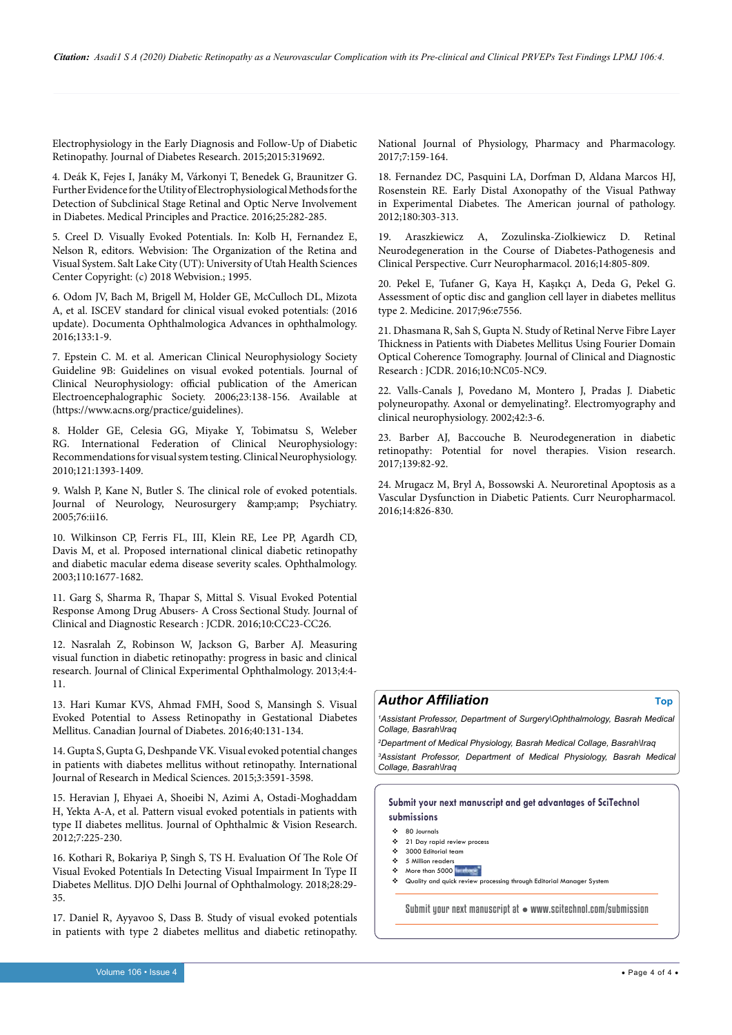Electrophysiology in the Early Diagnosis and Follow-Up of Diabetic Retinopathy. Journal of Diabetes Research. 2015;2015:319692.

4. Deák K, Fejes I, Janáky M, Várkonyi T, Benedek G, Braunitzer G. Further Evidence for the Utility of Electrophysiological Methods for the Detection of Subclinical Stage Retinal and Optic Nerve Involvement in Diabetes. Medical Principles and Practice. 2016;25:282-285.

5. Creel D. Visually Evoked Potentials. In: Kolb H, Fernandez E, Nelson R, editors. Webvision: The Organization of the Retina and Visual System. Salt Lake City (UT): University of Utah Health Sciences Center Copyright: (c) 2018 Webvision.; 1995.

6. Odom JV, Bach M, Brigell M, Holder GE, McCulloch DL, Mizota A, et al. ISCEV standard for clinical visual evoked potentials: (2016 update). Documenta Ophthalmologica Advances in ophthalmology. 2016;133:1-9.

7. Epstein C. M. et al. American Clinical Neurophysiology Society Guideline 9B: Guidelines on visual evoked potentials. Journal of Clinical Neurophysiology: official publication of the American Electroencephalographic Society. 2006;23:138-156. Available at (https://www.acns.org/practice/guidelines).

8. Holder GE, Celesia GG, Miyake Y, Tobimatsu S, Weleber RG. International Federation of Clinical Neurophysiology: Recommendations for visual system testing. Clinical Neurophysiology. 2010;121:1393-1409.

9. Walsh P, Kane N, Butler S. The clinical role of evoked potentials. Journal of Neurology, Neurosurgery &amp;amp; Psychiatry. 2005;76:ii16.

10. Wilkinson CP, Ferris FL, III, Klein RE, Lee PP, Agardh CD, Davis M, et al. Proposed international clinical diabetic retinopathy and diabetic macular edema disease severity scales. Ophthalmology. 2003;110:1677-1682.

11. Garg S, Sharma R, Thapar S, Mittal S. Visual Evoked Potential Response Among Drug Abusers- A Cross Sectional Study. Journal of Clinical and Diagnostic Research : JCDR. 2016;10:CC23-CC26.

12. Nasralah Z, Robinson W, Jackson G, Barber AJ. Measuring visual function in diabetic retinopathy: progress in basic and clinical research. Journal of Clinical Experimental Ophthalmology. 2013;4:4-11.

13. Hari Kumar KVS, Ahmad FMH, Sood S, Mansingh S. Visual Evoked Potential to Assess Retinopathy in Gestational Diabetes Mellitus. Canadian Journal of Diabetes. 2016;40:131-134.

14. Gupta S, Gupta G, Deshpande VK. Visual evoked potential changes in patients with diabetes mellitus without retinopathy. International Journal of Research in Medical Sciences. 2015;3:3591-3598.

15. Heravian J, Ehyaei A, Shoeibi N, Azimi A, Ostadi-Moghaddam H, Yekta A-A, et al. Pattern visual evoked potentials in patients with type II diabetes mellitus. Journal of Ophthalmic & Vision Research. 2012;7:225-230.

16. Kothari R, Bokariya P, Singh S, TS H. Evaluation Of The Role Of Visual Evoked Potentials In Detecting Visual Impairment In Type II Diabetes Mellitus. DJO Delhi Journal of Ophthalmology. 2018;28:29-35.

17. Daniel R, Ayyavoo S, Dass B. Study of visual evoked potentials in patients with type 2 diabetes mellitus and diabetic retinopathy. National Journal of Physiology, Pharmacy and Pharmacology. 2017;7:159-164.

18. Fernandez DC, Pasquini LA, Dorfman D, Aldana Marcos HJ, Rosenstein RE. Early Distal Axonopathy of the Visual Pathway in Experimental Diabetes. The American journal of pathology. 2012;180:303-313.

19. Araszkiewicz A, Zozulinska-Ziolkiewicz D. Retinal Neurodegeneration in the Course of Diabetes-Pathogenesis and Clinical Perspective. Curr Neuropharmacol. 2016;14:805-809.

20. Pekel E, Tufaner G, Kaya H, Kaşıkçı A, Deda G, Pekel G. Assessment of optic disc and ganglion cell layer in diabetes mellitus type 2. Medicine. 2017;96:e7556.

21. Dhasmana R, Sah S, Gupta N. Study of Retinal Nerve Fibre Layer Thickness in Patients with Diabetes Mellitus Using Fourier Domain Optical Coherence Tomography. Journal of Clinical and Diagnostic Research : JCDR. 2016;10:NC05-NC9.

22. Valls-Canals J, Povedano M, Montero J, Pradas J. Diabetic polyneuropathy. Axonal or demyelinating?. Electromyography and clinical neurophysiology. 2002;42:3-6.

23. Barber AJ, Baccouche B. Neurodegeneration in diabetic retinopathy: Potential for novel therapies. Vision research. 2017;139:82-92.

24. Mrugacz M, Bryl A, Bossowski A. Neuroretinal Apoptosis as a Vascular Dysfunction in Diabetic Patients. Curr Neuropharmacol. 2016;14:826-830.

## Author Affiliation

[1]*Assistant Professor, Department of Surgery\Ophthalmology, Basrah Medical Collage, Basrah\Iraq*

[2]*Department of Medical Physiology, Basrah Medical Collage, Basrah\Iraq*

[3]*Assistant Professor, Department of Medical Physiology, Basrah Medical Collage, Basrah\Iraq*

**Submit your next manuscript and get advantages of SciTechnol submissions**

- 80 Journals
- 21 Day rapid review process
- 3000 Editorial team
- 5 Million readers
- More than 5000
- Quality and quick review processing through Editorial Manager System

Submit your next manuscript at ● www.scitechnol.com/submission